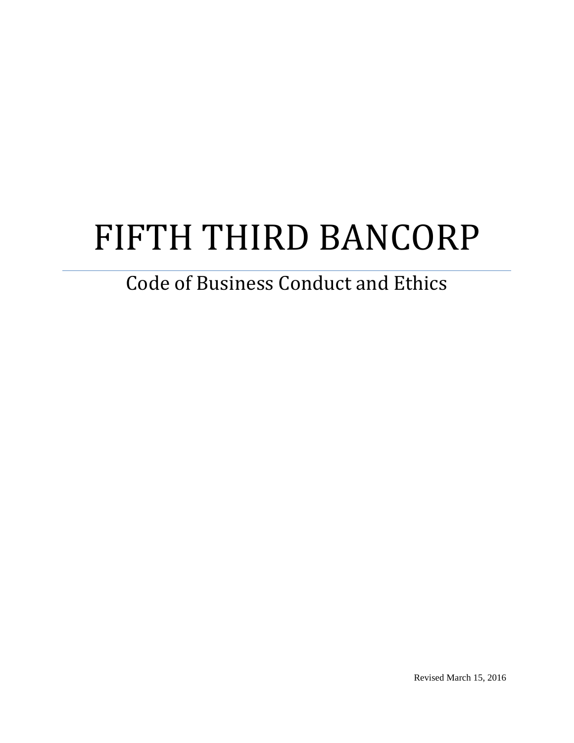# FIFTH THIRD BANCORP

## Code of Business Conduct and Ethics

Revised March 15, 2016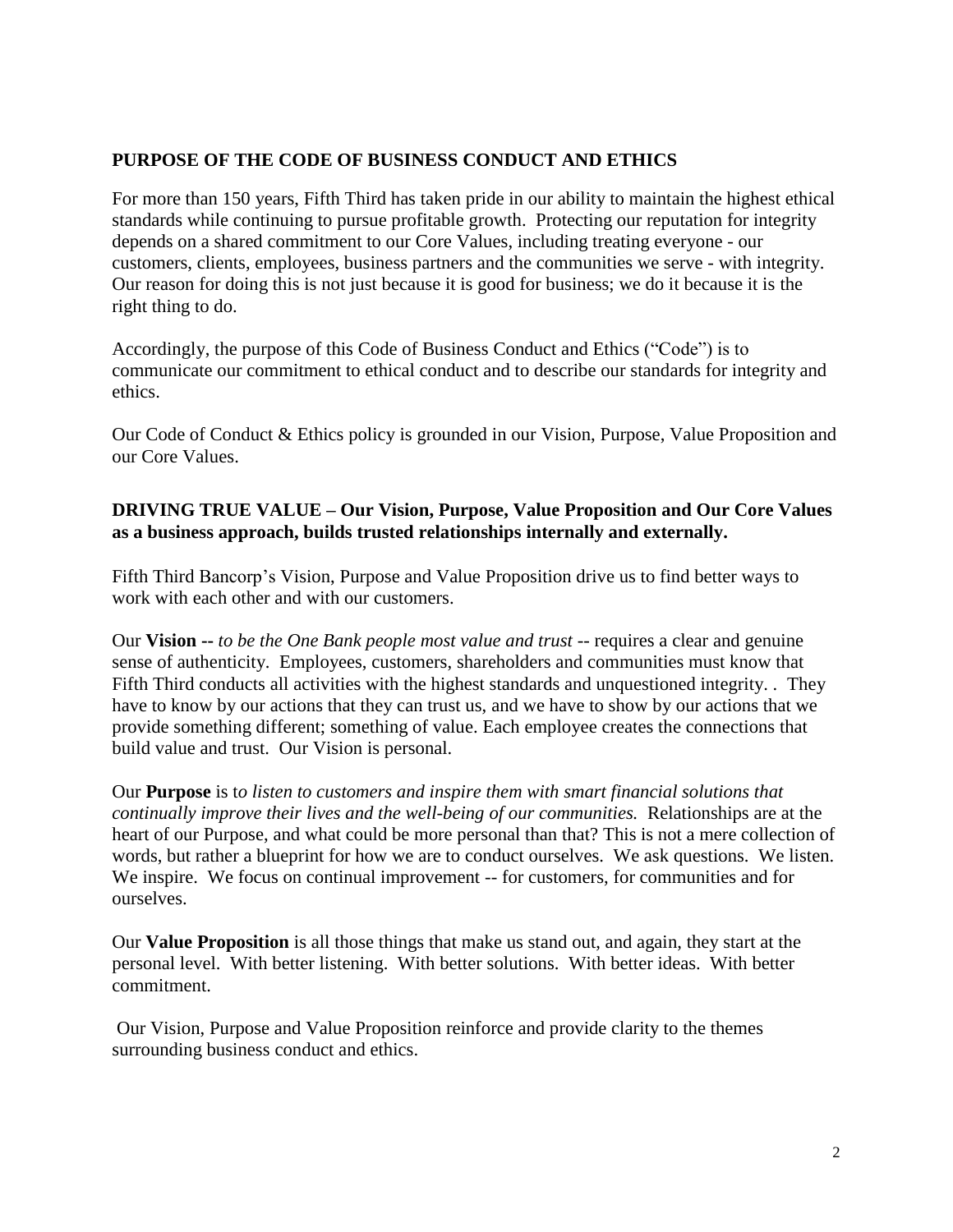## PURPOSE OF THE CODE OF BUSINESS CONDUCT AND ETHICS

For more than 150 years, Fifth Third has taken pride in our ability to maintain the highest ethical standards while continuing to pursue profitable growth. Protecting our reputation for integrity depends on a shared commitment to our Core Values, including treating everyone - our customers, clients, employees, business partners and the communities we serve - with integrity. Our reason for doing this is not just because it is good for business; we do it because it is the right thing to do.

Accordingly, the purpose of this Code of Business Conduct and Ethics ("Code") is to communicate our commitment to ethical conduct and to describe our standards for integrity and ethics.

Our Code of Conduct & Ethics policy is grounded in our Vision, Purpose, Value Proposition and our Core Values.

## DRIVING TRUE VALUE – Our Vision, Purpose, Value Proposition and Our Core Values as a business approach, builds trusted relationships internally and externally.

Fifth Third Bancorp's Vision, Purpose and Value Proposition drive us to find better ways to work with each other and with our customers.

Our **Vision --** *to be the One Bank people most value and trust* -- requires a clear and genuine sense of authenticity. Employees, customers, shareholders and communities must know that Fifth Third conducts all activities with the highest standards and unquestioned integrity. . They have to know by our actions that they can trust us, and we have to show by our actions that we provide something different; something of value. Each employee creates the connections that build value and trust. Our Vision is personal.

Our **Purpose** is t*o listen to customers and inspire them with smart financial solutions that continually improve their lives and the well-being of our communities.* Relationships are at the heart of our Purpose, and what could be more personal than that? This is not a mere collection of words, but rather a blueprint for how we are to conduct ourselves. We ask questions. We listen. We inspire. We focus on continual improvement -- for customers, for communities and for ourselves.

Our **Value Proposition** is all those things that make us stand out, and again, they start at the personal level. With better listening. With better solutions. With better ideas. With better commitment.

Our Vision, Purpose and Value Proposition reinforce and provide clarity to the themes surrounding business conduct and ethics.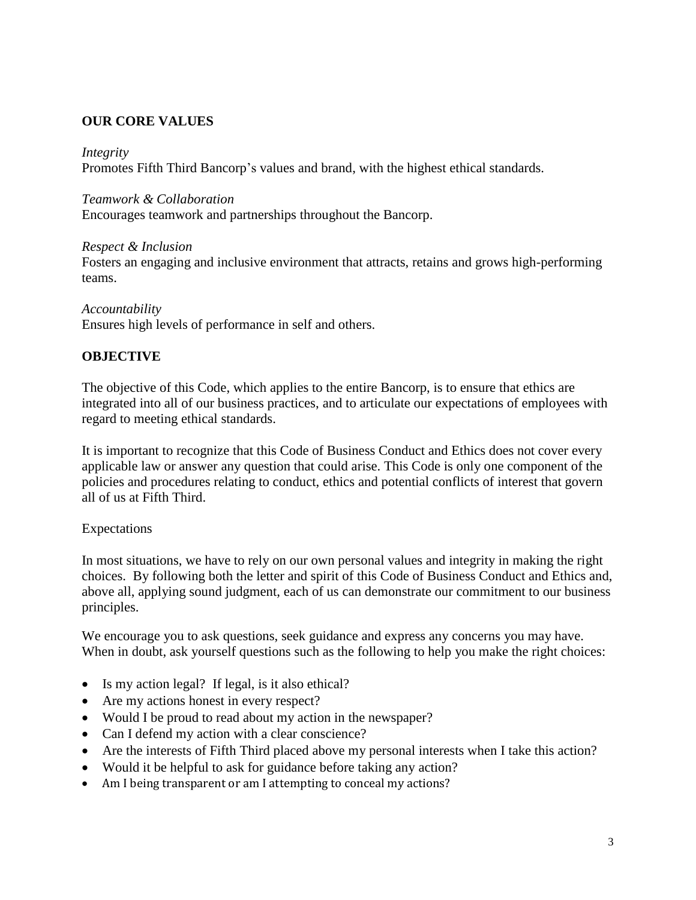## OUR CORE VALUES

*Integrity*
Promotes Fifth Third Bancorp's values and brand, with the highest ethical standards.

*Teamwork & Collaboration*
Encourages teamwork and partnerships throughout the Bancorp.

*Respect & Inclusion*
Fosters an engaging and inclusive environment that attracts, retains and grows high-performing teams.

*Accountability*
Ensures high levels of performance in self and others.

## OBJECTIVE

The objective of this Code, which applies to the entire Bancorp, is to ensure that ethics are integrated into all of our business practices, and to articulate our expectations of employees with regard to meeting ethical standards.

It is important to recognize that this Code of Business Conduct and Ethics does not cover every applicable law or answer any question that could arise. This Code is only one component of the policies and procedures relating to conduct, ethics and potential conflicts of interest that govern all of us at Fifth Third.

Expectations

In most situations, we have to rely on our own personal values and integrity in making the right choices. By following both the letter and spirit of this Code of Business Conduct and Ethics and, above all, applying sound judgment, each of us can demonstrate our commitment to our business principles.

We encourage you to ask questions, seek guidance and express any concerns you may have. When in doubt, ask yourself questions such as the following to help you make the right choices:

- Is my action legal? If legal, is it also ethical?
- Are my actions honest in every respect?
- Would I be proud to read about my action in the newspaper?
- Can I defend my action with a clear conscience?
- Are the interests of Fifth Third placed above my personal interests when I take this action?
- Would it be helpful to ask for guidance before taking any action?
- Am I being transparent or am I attempting to conceal my actions?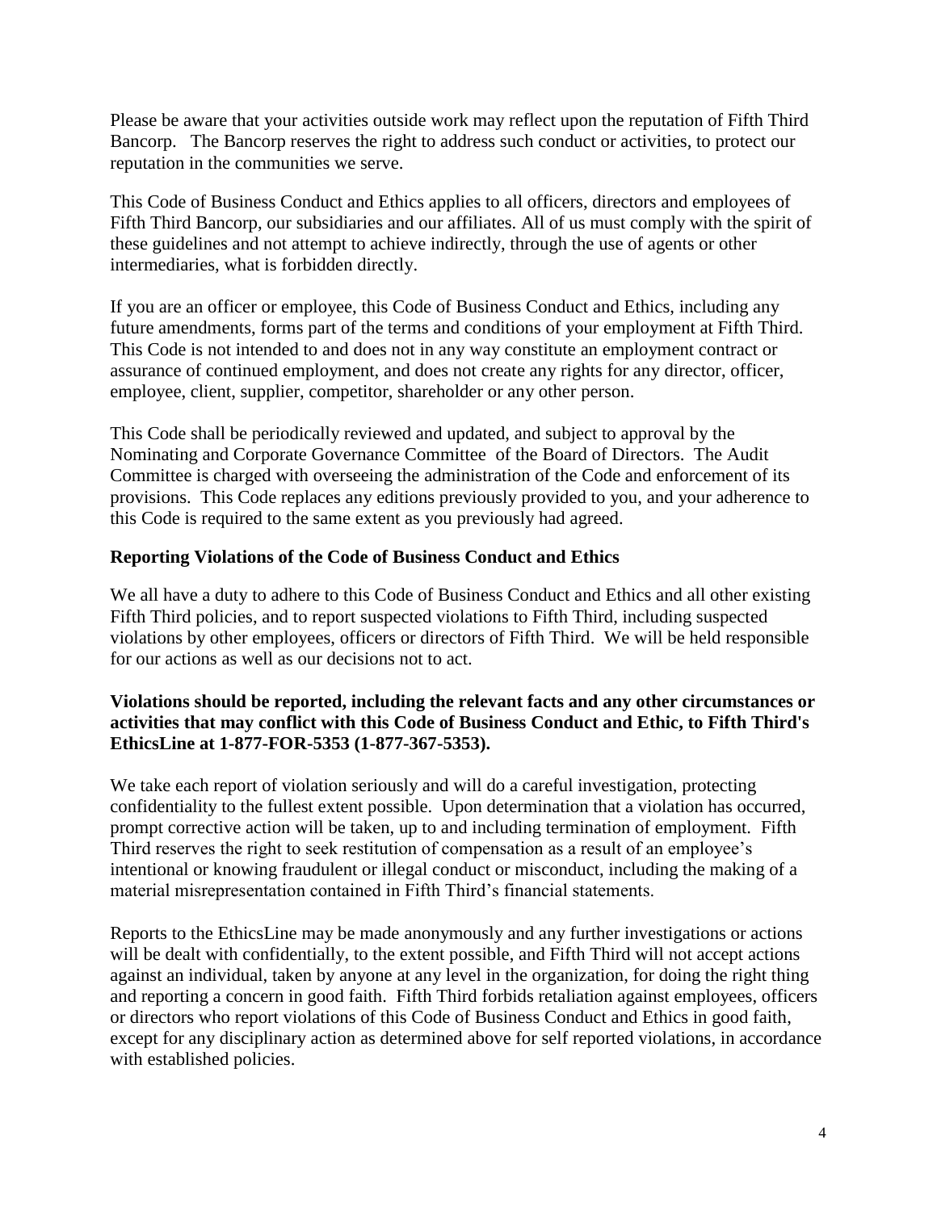Please be aware that your activities outside work may reflect upon the reputation of Fifth Third Bancorp. The Bancorp reserves the right to address such conduct or activities, to protect our reputation in the communities we serve.

This Code of Business Conduct and Ethics applies to all officers, directors and employees of Fifth Third Bancorp, our subsidiaries and our affiliates. All of us must comply with the spirit of these guidelines and not attempt to achieve indirectly, through the use of agents or other intermediaries, what is forbidden directly.

If you are an officer or employee, this Code of Business Conduct and Ethics, including any future amendments, forms part of the terms and conditions of your employment at Fifth Third. This Code is not intended to and does not in any way constitute an employment contract or assurance of continued employment, and does not create any rights for any director, officer, employee, client, supplier, competitor, shareholder or any other person.

This Code shall be periodically reviewed and updated, and subject to approval by the Nominating and Corporate Governance Committee of the Board of Directors. The Audit Committee is charged with overseeing the administration of the Code and enforcement of its provisions. This Code replaces any editions previously provided to you, and your adherence to this Code is required to the same extent as you previously had agreed.

## Reporting Violations of the Code of Business Conduct and Ethics

We all have a duty to adhere to this Code of Business Conduct and Ethics and all other existing Fifth Third policies, and to report suspected violations to Fifth Third, including suspected violations by other employees, officers or directors of Fifth Third. We will be held responsible for our actions as well as our decisions not to act.

**Violations should be reported, including the relevant facts and any other circumstances or activities that may conflict with this Code of Business Conduct and Ethic, to Fifth Third's EthicsLine at 1-877-FOR-5353 (1-877-367-5353).**

We take each report of violation seriously and will do a careful investigation, protecting confidentiality to the fullest extent possible. Upon determination that a violation has occurred, prompt corrective action will be taken, up to and including termination of employment. Fifth Third reserves the right to seek restitution of compensation as a result of an employee's intentional or knowing fraudulent or illegal conduct or misconduct, including the making of a material misrepresentation contained in Fifth Third's financial statements.

Reports to the EthicsLine may be made anonymously and any further investigations or actions will be dealt with confidentially, to the extent possible, and Fifth Third will not accept actions against an individual, taken by anyone at any level in the organization, for doing the right thing and reporting a concern in good faith. Fifth Third forbids retaliation against employees, officers or directors who report violations of this Code of Business Conduct and Ethics in good faith, except for any disciplinary action as determined above for self reported violations, in accordance with established policies.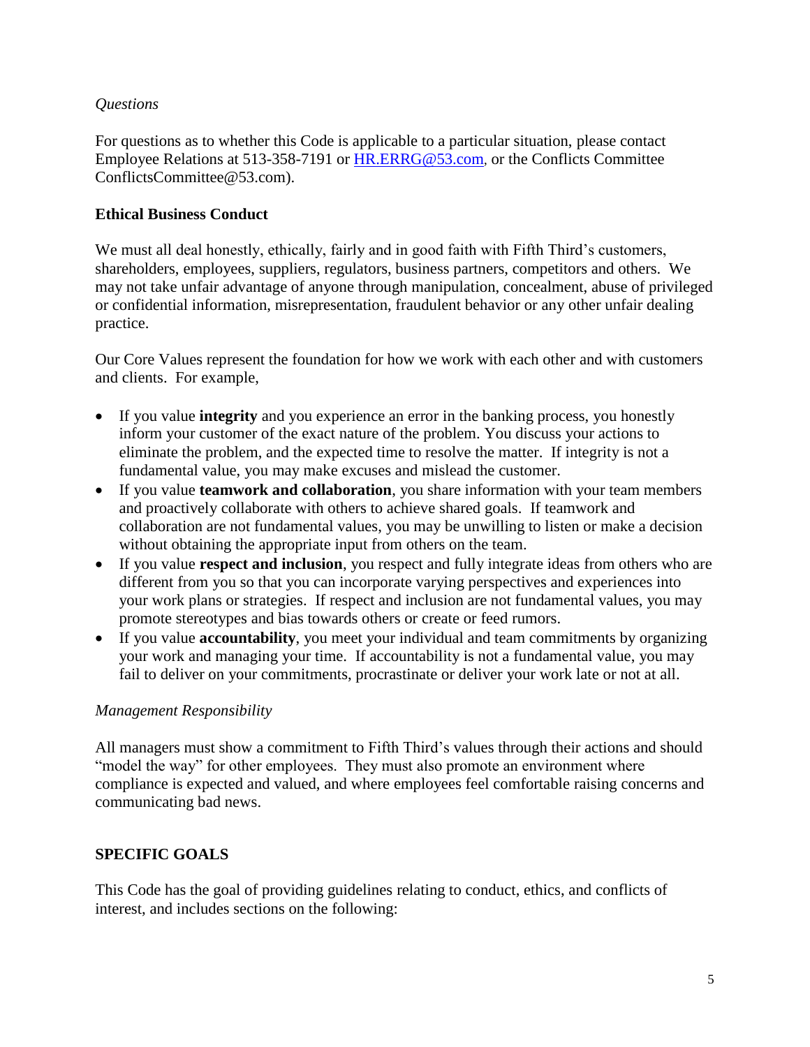*Questions*

For questions as to whether this Code is applicable to a particular situation, please contact Employee Relations at 513-358-7191 or HR.ERRG@53.com, or the Conflicts Committee ConflictsCommittee@53.com).

**Ethical Business Conduct**

We must all deal honestly, ethically, fairly and in good faith with Fifth Third's customers, shareholders, employees, suppliers, regulators, business partners, competitors and others. We may not take unfair advantage of anyone through manipulation, concealment, abuse of privileged or confidential information, misrepresentation, fraudulent behavior or any other unfair dealing practice.

Our Core Values represent the foundation for how we work with each other and with customers and clients. For example,

- If you value **integrity** and you experience an error in the banking process, you honestly inform your customer of the exact nature of the problem. You discuss your actions to eliminate the problem, and the expected time to resolve the matter. If integrity is not a fundamental value, you may make excuses and mislead the customer.
- If you value **teamwork and collaboration**, you share information with your team members and proactively collaborate with others to achieve shared goals. If teamwork and collaboration are not fundamental values, you may be unwilling to listen or make a decision without obtaining the appropriate input from others on the team.
- If you value **respect and inclusion**, you respect and fully integrate ideas from others who are different from you so that you can incorporate varying perspectives and experiences into your work plans or strategies. If respect and inclusion are not fundamental values, you may promote stereotypes and bias towards others or create or feed rumors.
- If you value **accountability**, you meet your individual and team commitments by organizing your work and managing your time. If accountability is not a fundamental value, you may fail to deliver on your commitments, procrastinate or deliver your work late or not at all.

*Management Responsibility*

All managers must show a commitment to Fifth Third's values through their actions and should "model the way" for other employees. They must also promote an environment where compliance is expected and valued, and where employees feel comfortable raising concerns and communicating bad news.

**SPECIFIC GOALS**

This Code has the goal of providing guidelines relating to conduct, ethics, and conflicts of interest, and includes sections on the following: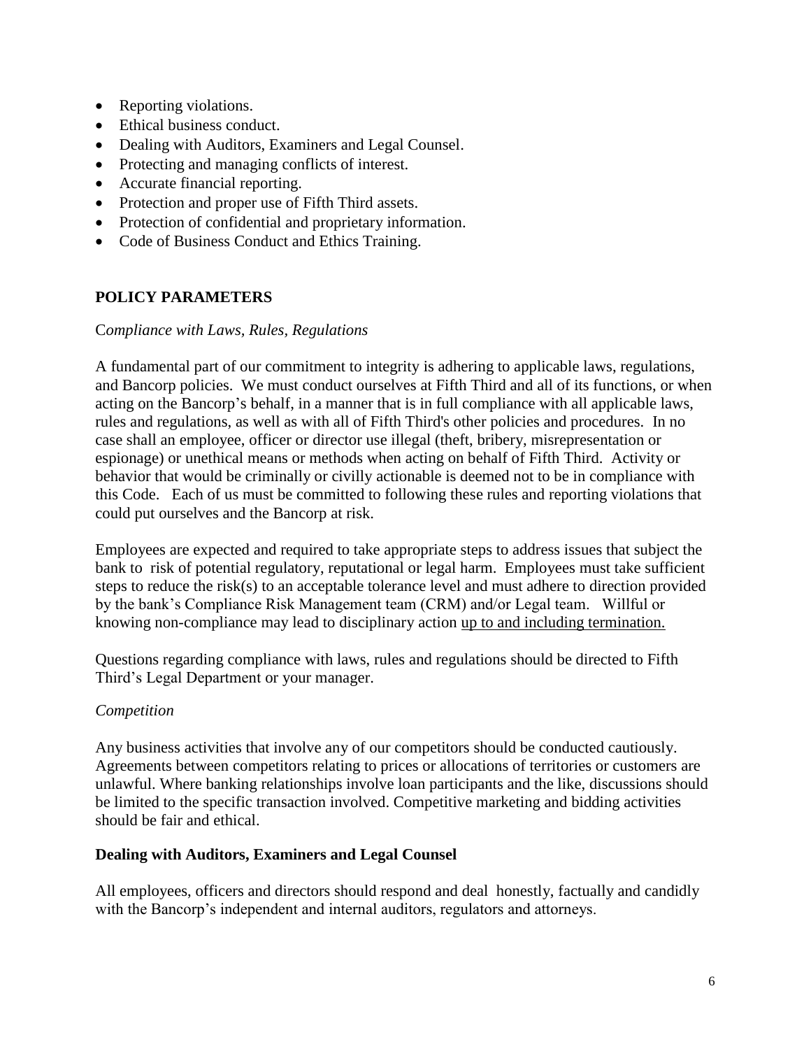- Reporting violations.
- Ethical business conduct.
- Dealing with Auditors, Examiners and Legal Counsel.
- Protecting and managing conflicts of interest.
- Accurate financial reporting.
- Protection and proper use of Fifth Third assets.
- Protection of confidential and proprietary information.
- Code of Business Conduct and Ethics Training.

## POLICY PARAMETERS

C*ompliance with Laws, Rules, Regulations*

A fundamental part of our commitment to integrity is adhering to applicable laws, regulations, and Bancorp policies. We must conduct ourselves at Fifth Third and all of its functions, or when acting on the Bancorp's behalf, in a manner that is in full compliance with all applicable laws, rules and regulations, as well as with all of Fifth Third's other policies and procedures. In no case shall an employee, officer or director use illegal (theft, bribery, misrepresentation or espionage) or unethical means or methods when acting on behalf of Fifth Third. Activity or behavior that would be criminally or civilly actionable is deemed not to be in compliance with this Code. Each of us must be committed to following these rules and reporting violations that could put ourselves and the Bancorp at risk.

Employees are expected and required to take appropriate steps to address issues that subject the bank to risk of potential regulatory, reputational or legal harm. Employees must take sufficient steps to reduce the risk(s) to an acceptable tolerance level and must adhere to direction provided by the bank's Compliance Risk Management team (CRM) and/or Legal team. Willful or knowing non-compliance may lead to disciplinary action up to and including termination.

Questions regarding compliance with laws, rules and regulations should be directed to Fifth Third's Legal Department or your manager.

*Competition*

Any business activities that involve any of our competitors should be conducted cautiously. Agreements between competitors relating to prices or allocations of territories or customers are unlawful. Where banking relationships involve loan participants and the like, discussions should be limited to the specific transaction involved. Competitive marketing and bidding activities should be fair and ethical.

### Dealing with Auditors, Examiners and Legal Counsel

All employees, officers and directors should respond and deal honestly, factually and candidly with the Bancorp's independent and internal auditors, regulators and attorneys.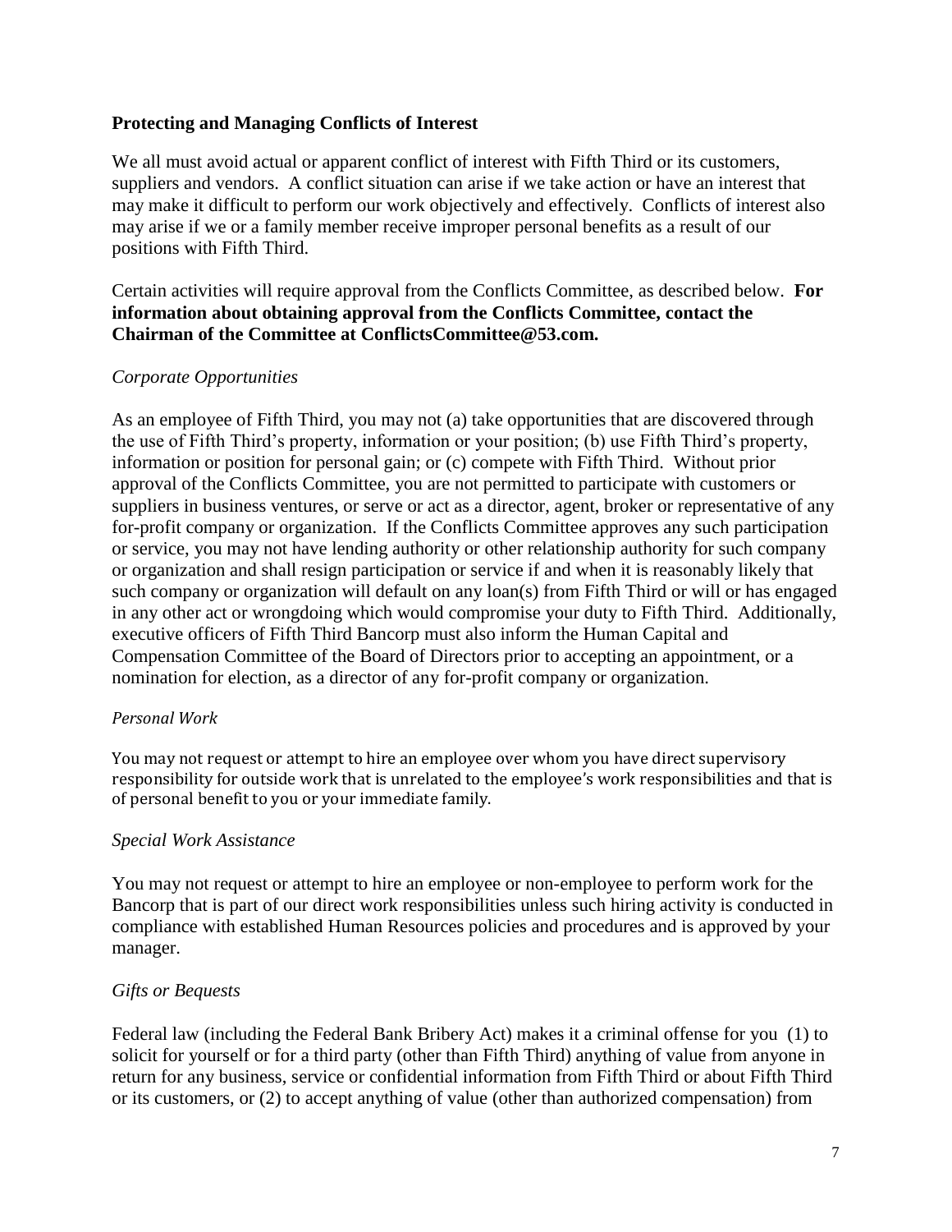## Protecting and Managing Conflicts of Interest

We all must avoid actual or apparent conflict of interest with Fifth Third or its customers, suppliers and vendors. A conflict situation can arise if we take action or have an interest that may make it difficult to perform our work objectively and effectively. Conflicts of interest also may arise if we or a family member receive improper personal benefits as a result of our positions with Fifth Third.

Certain activities will require approval from the Conflicts Committee, as described below. **For information about obtaining approval from the Conflicts Committee, contact the Chairman of the Committee at ConflictsCommittee@53.com.**

### *Corporate Opportunities*

As an employee of Fifth Third, you may not (a) take opportunities that are discovered through the use of Fifth Third's property, information or your position; (b) use Fifth Third's property, information or position for personal gain; or (c) compete with Fifth Third. Without prior approval of the Conflicts Committee, you are not permitted to participate with customers or suppliers in business ventures, or serve or act as a director, agent, broker or representative of any for-profit company or organization. If the Conflicts Committee approves any such participation or service, you may not have lending authority or other relationship authority for such company or organization and shall resign participation or service if and when it is reasonably likely that such company or organization will default on any loan(s) from Fifth Third or will or has engaged in any other act or wrongdoing which would compromise your duty to Fifth Third. Additionally, executive officers of Fifth Third Bancorp must also inform the Human Capital and Compensation Committee of the Board of Directors prior to accepting an appointment, or a nomination for election, as a director of any for-profit company or organization.

### *Personal Work*

You may not request or attempt to hire an employee over whom you have direct supervisory responsibility for outside work that is unrelated to the employee's work responsibilities and that is of personal benefit to you or your immediate family.

### *Special Work Assistance*

You may not request or attempt to hire an employee or non-employee to perform work for the Bancorp that is part of our direct work responsibilities unless such hiring activity is conducted in compliance with established Human Resources policies and procedures and is approved by your manager.

### *Gifts or Bequests*

Federal law (including the Federal Bank Bribery Act) makes it a criminal offense for you (1) to solicit for yourself or for a third party (other than Fifth Third) anything of value from anyone in return for any business, service or confidential information from Fifth Third or about Fifth Third or its customers, or (2) to accept anything of value (other than authorized compensation) from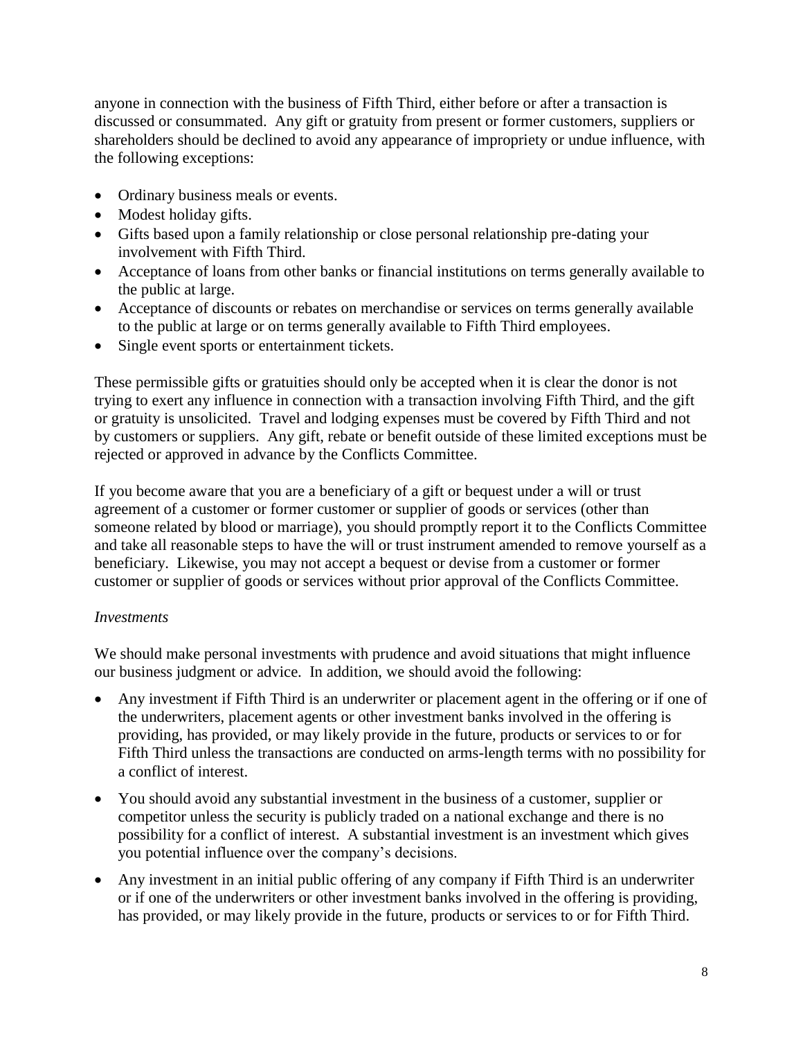anyone in connection with the business of Fifth Third, either before or after a transaction is discussed or consummated. Any gift or gratuity from present or former customers, suppliers or shareholders should be declined to avoid any appearance of impropriety or undue influence, with the following exceptions:

- Ordinary business meals or events.
- Modest holiday gifts.
- Gifts based upon a family relationship or close personal relationship pre-dating your involvement with Fifth Third.
- Acceptance of loans from other banks or financial institutions on terms generally available to the public at large.
- Acceptance of discounts or rebates on merchandise or services on terms generally available to the public at large or on terms generally available to Fifth Third employees.
- Single event sports or entertainment tickets.

These permissible gifts or gratuities should only be accepted when it is clear the donor is not trying to exert any influence in connection with a transaction involving Fifth Third, and the gift or gratuity is unsolicited. Travel and lodging expenses must be covered by Fifth Third and not by customers or suppliers. Any gift, rebate or benefit outside of these limited exceptions must be rejected or approved in advance by the Conflicts Committee.

If you become aware that you are a beneficiary of a gift or bequest under a will or trust agreement of a customer or former customer or supplier of goods or services (other than someone related by blood or marriage), you should promptly report it to the Conflicts Committee and take all reasonable steps to have the will or trust instrument amended to remove yourself as a beneficiary. Likewise, you may not accept a bequest or devise from a customer or former customer or supplier of goods or services without prior approval of the Conflicts Committee.

*Investments*

We should make personal investments with prudence and avoid situations that might influence our business judgment or advice. In addition, we should avoid the following:

- Any investment if Fifth Third is an underwriter or placement agent in the offering or if one of the underwriters, placement agents or other investment banks involved in the offering is providing, has provided, or may likely provide in the future, products or services to or for Fifth Third unless the transactions are conducted on arms-length terms with no possibility for a conflict of interest.

- You should avoid any substantial investment in the business of a customer, supplier or competitor unless the security is publicly traded on a national exchange and there is no possibility for a conflict of interest. A substantial investment is an investment which gives you potential influence over the company's decisions.

- Any investment in an initial public offering of any company if Fifth Third is an underwriter or if one of the underwriters or other investment banks involved in the offering is providing, has provided, or may likely provide in the future, products or services to or for Fifth Third.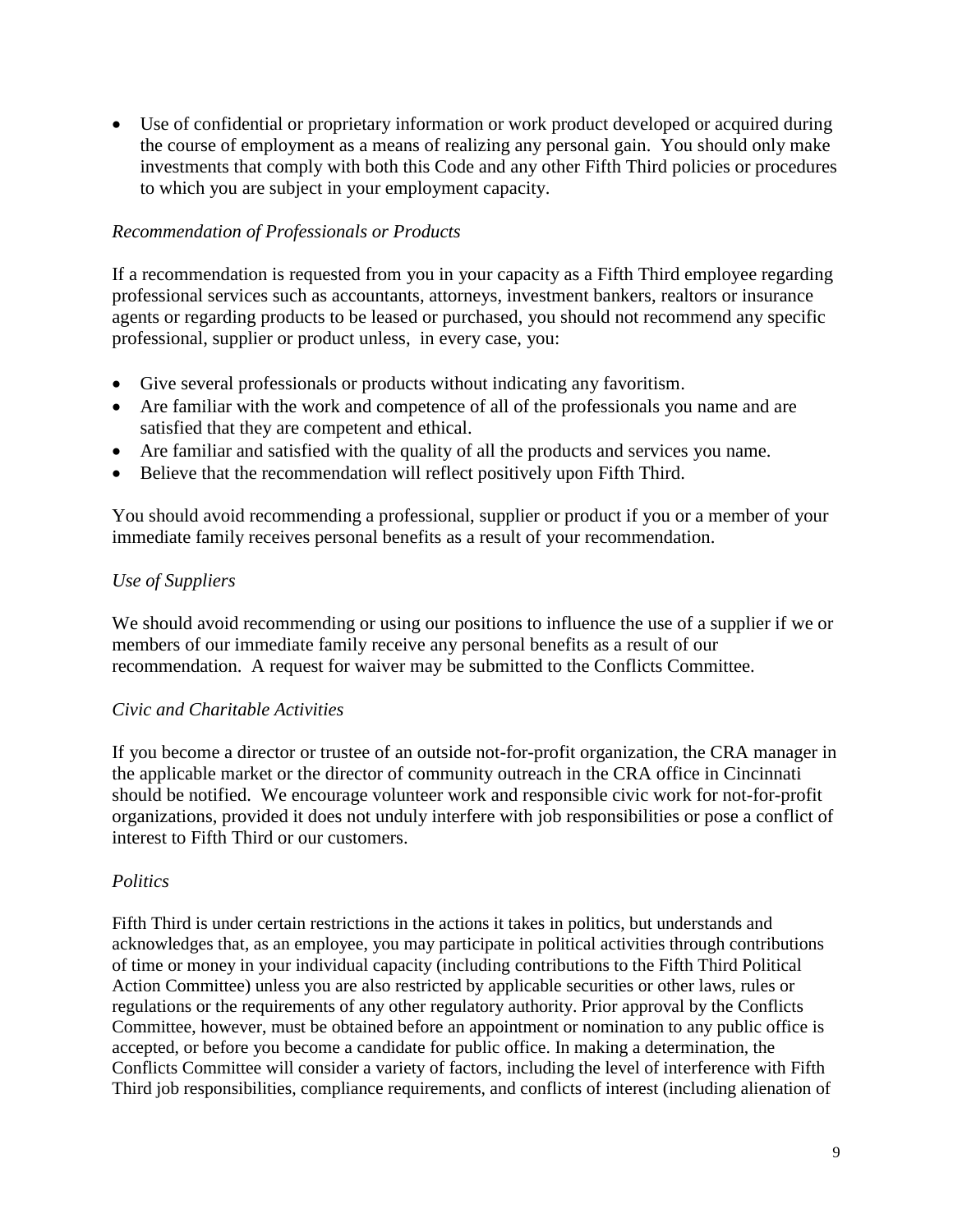- Use of confidential or proprietary information or work product developed or acquired during the course of employment as a means of realizing any personal gain. You should only make investments that comply with both this Code and any other Fifth Third policies or procedures to which you are subject in your employment capacity.

*Recommendation of Professionals or Products*

If a recommendation is requested from you in your capacity as a Fifth Third employee regarding professional services such as accountants, attorneys, investment bankers, realtors or insurance agents or regarding products to be leased or purchased, you should not recommend any specific professional, supplier or product unless, in every case, you:

- Give several professionals or products without indicating any favoritism.
- Are familiar with the work and competence of all of the professionals you name and are satisfied that they are competent and ethical.
- Are familiar and satisfied with the quality of all the products and services you name.
- Believe that the recommendation will reflect positively upon Fifth Third.

You should avoid recommending a professional, supplier or product if you or a member of your immediate family receives personal benefits as a result of your recommendation.

*Use of Suppliers*

We should avoid recommending or using our positions to influence the use of a supplier if we or members of our immediate family receive any personal benefits as a result of our recommendation. A request for waiver may be submitted to the Conflicts Committee.

*Civic and Charitable Activities*

If you become a director or trustee of an outside not-for-profit organization, the CRA manager in the applicable market or the director of community outreach in the CRA office in Cincinnati should be notified. We encourage volunteer work and responsible civic work for not-for-profit organizations, provided it does not unduly interfere with job responsibilities or pose a conflict of interest to Fifth Third or our customers.

*Politics*

Fifth Third is under certain restrictions in the actions it takes in politics, but understands and acknowledges that, as an employee, you may participate in political activities through contributions of time or money in your individual capacity (including contributions to the Fifth Third Political Action Committee) unless you are also restricted by applicable securities or other laws, rules or regulations or the requirements of any other regulatory authority. Prior approval by the Conflicts Committee, however, must be obtained before an appointment or nomination to any public office is accepted, or before you become a candidate for public office. In making a determination, the Conflicts Committee will consider a variety of factors, including the level of interference with Fifth Third job responsibilities, compliance requirements, and conflicts of interest (including alienation of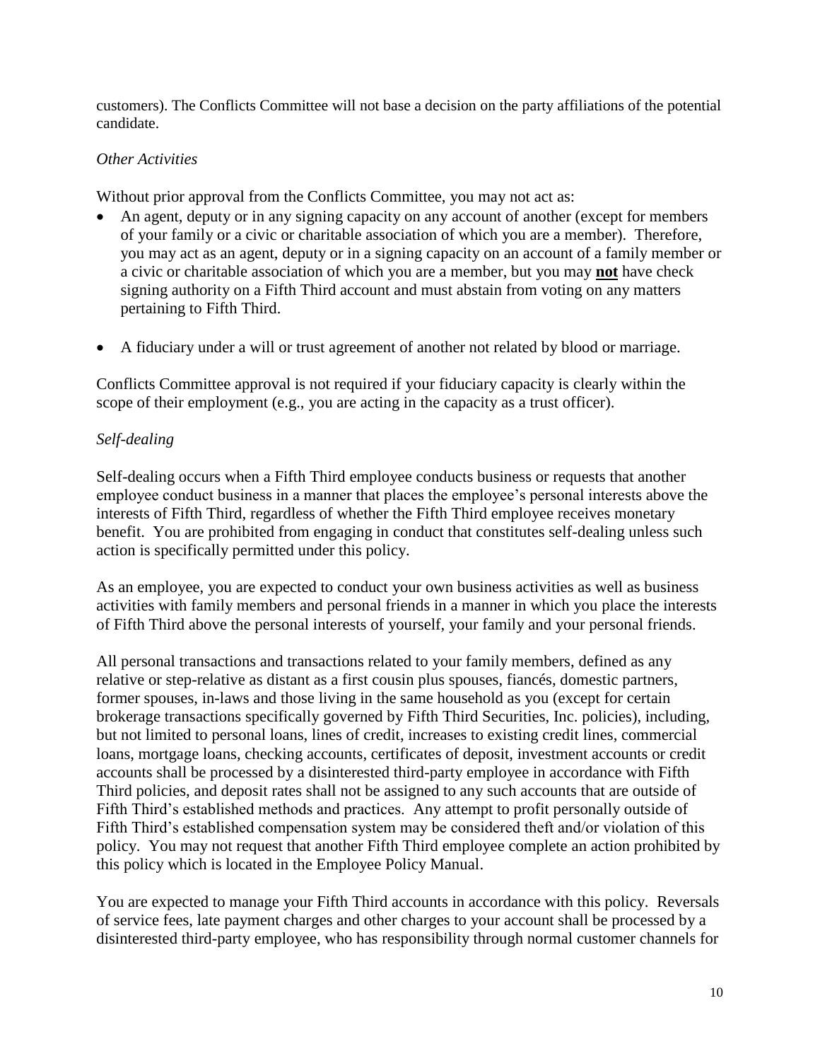customers). The Conflicts Committee will not base a decision on the party affiliations of the potential candidate.

*Other Activities*

Without prior approval from the Conflicts Committee, you may not act as:

- An agent, deputy or in any signing capacity on any account of another (except for members of your family or a civic or charitable association of which you are a member). Therefore, you may act as an agent, deputy or in a signing capacity on an account of a family member or a civic or charitable association of which you are a member, but you may **not** have check signing authority on a Fifth Third account and must abstain from voting on any matters pertaining to Fifth Third.
- A fiduciary under a will or trust agreement of another not related by blood or marriage.

Conflicts Committee approval is not required if your fiduciary capacity is clearly within the scope of their employment (e.g., you are acting in the capacity as a trust officer).

*Self-dealing*

Self-dealing occurs when a Fifth Third employee conducts business or requests that another employee conduct business in a manner that places the employee's personal interests above the interests of Fifth Third, regardless of whether the Fifth Third employee receives monetary benefit. You are prohibited from engaging in conduct that constitutes self-dealing unless such action is specifically permitted under this policy.

As an employee, you are expected to conduct your own business activities as well as business activities with family members and personal friends in a manner in which you place the interests of Fifth Third above the personal interests of yourself, your family and your personal friends.

All personal transactions and transactions related to your family members, defined as any relative or step-relative as distant as a first cousin plus spouses, fiancés, domestic partners, former spouses, in-laws and those living in the same household as you (except for certain brokerage transactions specifically governed by Fifth Third Securities, Inc. policies), including, but not limited to personal loans, lines of credit, increases to existing credit lines, commercial loans, mortgage loans, checking accounts, certificates of deposit, investment accounts or credit accounts shall be processed by a disinterested third-party employee in accordance with Fifth Third policies, and deposit rates shall not be assigned to any such accounts that are outside of Fifth Third's established methods and practices. Any attempt to profit personally outside of Fifth Third's established compensation system may be considered theft and/or violation of this policy. You may not request that another Fifth Third employee complete an action prohibited by this policy which is located in the Employee Policy Manual.

You are expected to manage your Fifth Third accounts in accordance with this policy. Reversals of service fees, late payment charges and other charges to your account shall be processed by a disinterested third-party employee, who has responsibility through normal customer channels for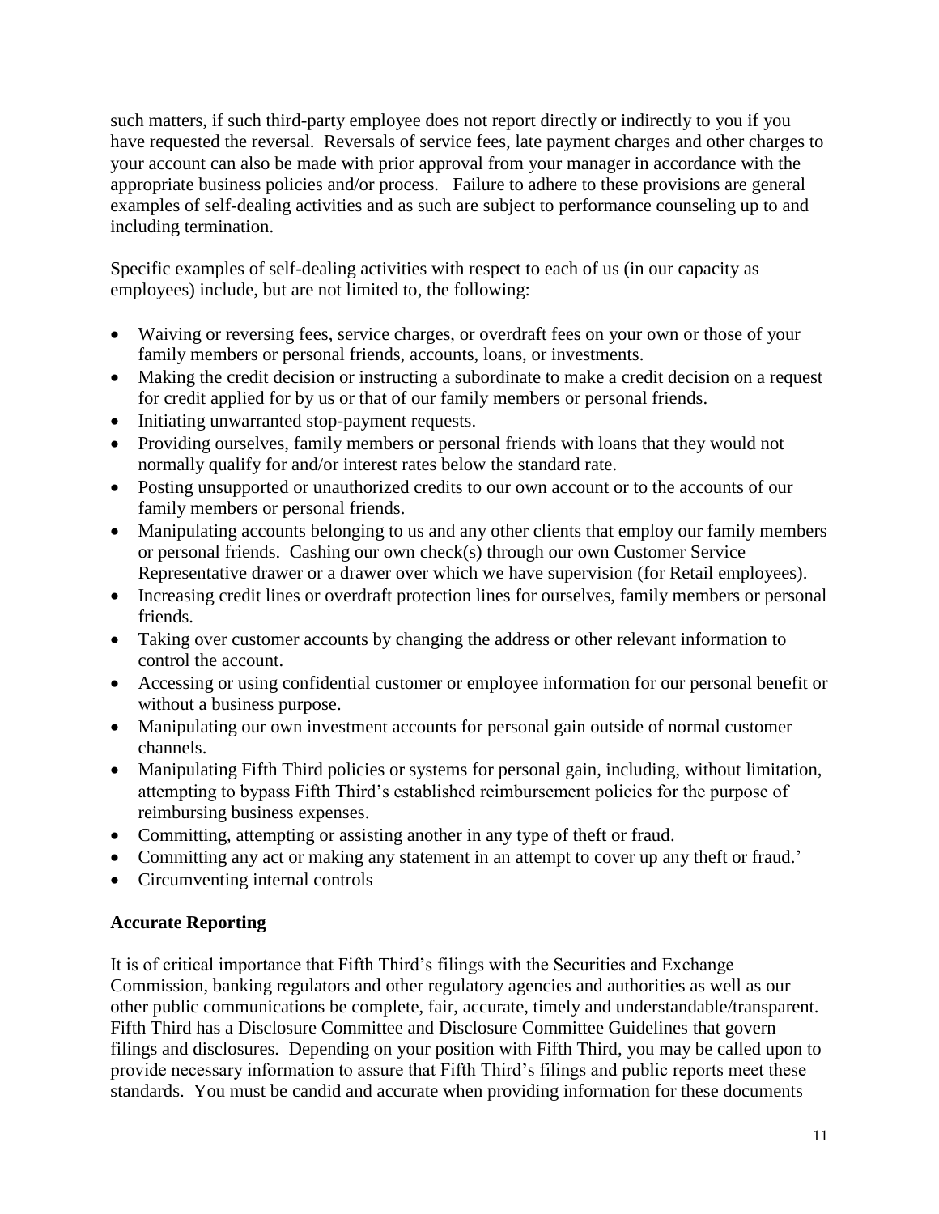such matters, if such third-party employee does not report directly or indirectly to you if you have requested the reversal. Reversals of service fees, late payment charges and other charges to your account can also be made with prior approval from your manager in accordance with the appropriate business policies and/or process. Failure to adhere to these provisions are general examples of self-dealing activities and as such are subject to performance counseling up to and including termination.

Specific examples of self-dealing activities with respect to each of us (in our capacity as employees) include, but are not limited to, the following:

- Waiving or reversing fees, service charges, or overdraft fees on your own or those of your family members or personal friends, accounts, loans, or investments.
- Making the credit decision or instructing a subordinate to make a credit decision on a request for credit applied for by us or that of our family members or personal friends.
- Initiating unwarranted stop-payment requests.
- Providing ourselves, family members or personal friends with loans that they would not normally qualify for and/or interest rates below the standard rate.
- Posting unsupported or unauthorized credits to our own account or to the accounts of our family members or personal friends.
- Manipulating accounts belonging to us and any other clients that employ our family members or personal friends. Cashing our own check(s) through our own Customer Service Representative drawer or a drawer over which we have supervision (for Retail employees).
- Increasing credit lines or overdraft protection lines for ourselves, family members or personal friends.
- Taking over customer accounts by changing the address or other relevant information to control the account.
- Accessing or using confidential customer or employee information for our personal benefit or without a business purpose.
- Manipulating our own investment accounts for personal gain outside of normal customer channels.
- Manipulating Fifth Third policies or systems for personal gain, including, without limitation, attempting to bypass Fifth Third's established reimbursement policies for the purpose of reimbursing business expenses.
- Committing, attempting or assisting another in any type of theft or fraud.
- Committing any act or making any statement in an attempt to cover up any theft or fraud.'
- Circumventing internal controls

## Accurate Reporting

It is of critical importance that Fifth Third's filings with the Securities and Exchange Commission, banking regulators and other regulatory agencies and authorities as well as our other public communications be complete, fair, accurate, timely and understandable/transparent. Fifth Third has a Disclosure Committee and Disclosure Committee Guidelines that govern filings and disclosures. Depending on your position with Fifth Third, you may be called upon to provide necessary information to assure that Fifth Third's filings and public reports meet these standards. You must be candid and accurate when providing information for these documents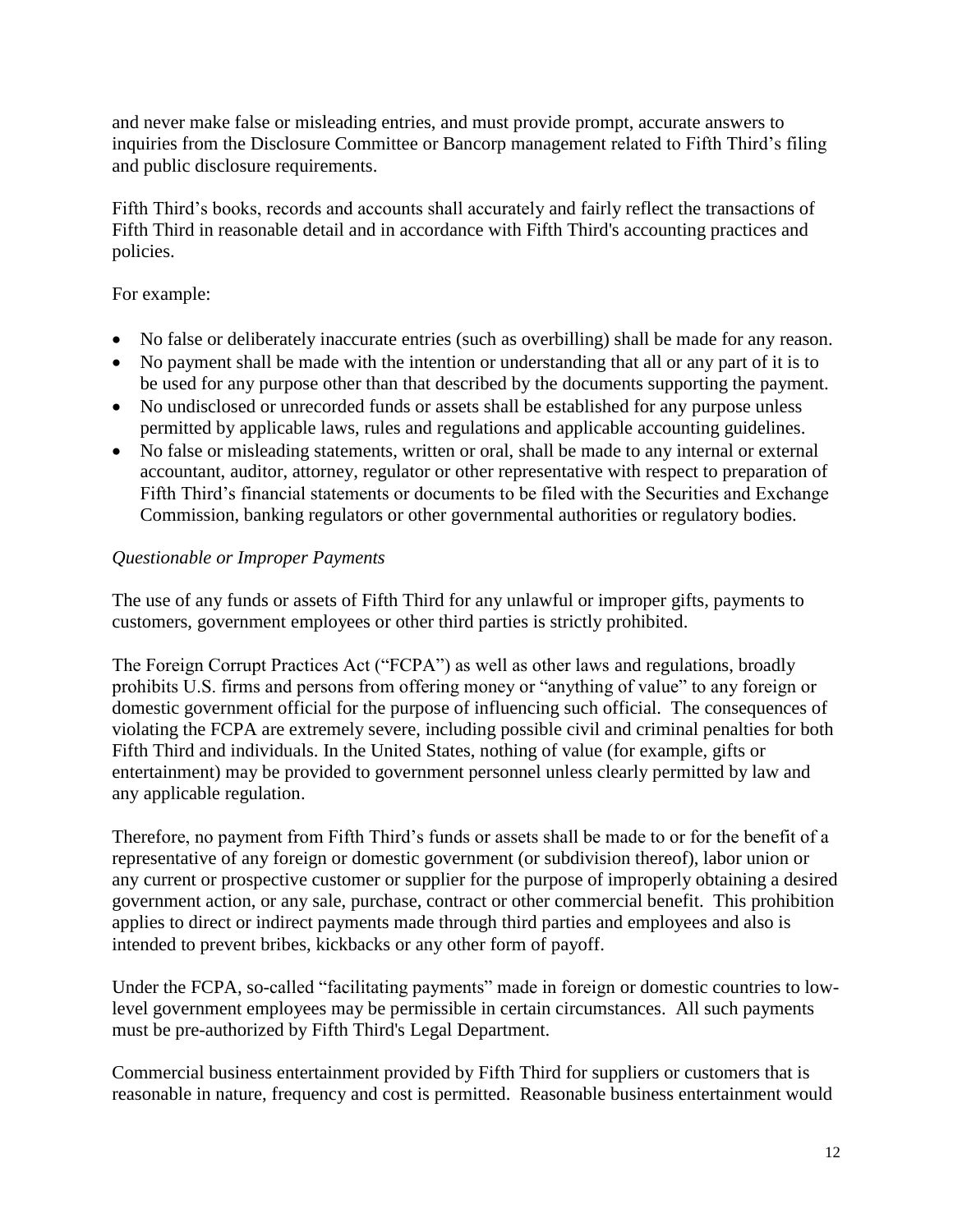and never make false or misleading entries, and must provide prompt, accurate answers to inquiries from the Disclosure Committee or Bancorp management related to Fifth Third's filing and public disclosure requirements.

Fifth Third's books, records and accounts shall accurately and fairly reflect the transactions of Fifth Third in reasonable detail and in accordance with Fifth Third's accounting practices and policies.

For example:

- No false or deliberately inaccurate entries (such as overbilling) shall be made for any reason.
- No payment shall be made with the intention or understanding that all or any part of it is to be used for any purpose other than that described by the documents supporting the payment.
- No undisclosed or unrecorded funds or assets shall be established for any purpose unless permitted by applicable laws, rules and regulations and applicable accounting guidelines.
- No false or misleading statements, written or oral, shall be made to any internal or external accountant, auditor, attorney, regulator or other representative with respect to preparation of Fifth Third's financial statements or documents to be filed with the Securities and Exchange Commission, banking regulators or other governmental authorities or regulatory bodies.

*Questionable or Improper Payments*

The use of any funds or assets of Fifth Third for any unlawful or improper gifts, payments to customers, government employees or other third parties is strictly prohibited.

The Foreign Corrupt Practices Act ("FCPA") as well as other laws and regulations, broadly prohibits U.S. firms and persons from offering money or "anything of value" to any foreign or domestic government official for the purpose of influencing such official. The consequences of violating the FCPA are extremely severe, including possible civil and criminal penalties for both Fifth Third and individuals. In the United States, nothing of value (for example, gifts or entertainment) may be provided to government personnel unless clearly permitted by law and any applicable regulation.

Therefore, no payment from Fifth Third's funds or assets shall be made to or for the benefit of a representative of any foreign or domestic government (or subdivision thereof), labor union or any current or prospective customer or supplier for the purpose of improperly obtaining a desired government action, or any sale, purchase, contract or other commercial benefit. This prohibition applies to direct or indirect payments made through third parties and employees and also is intended to prevent bribes, kickbacks or any other form of payoff.

Under the FCPA, so-called "facilitating payments" made in foreign or domestic countries to low-level government employees may be permissible in certain circumstances. All such payments must be pre-authorized by Fifth Third's Legal Department.

Commercial business entertainment provided by Fifth Third for suppliers or customers that is reasonable in nature, frequency and cost is permitted. Reasonable business entertainment would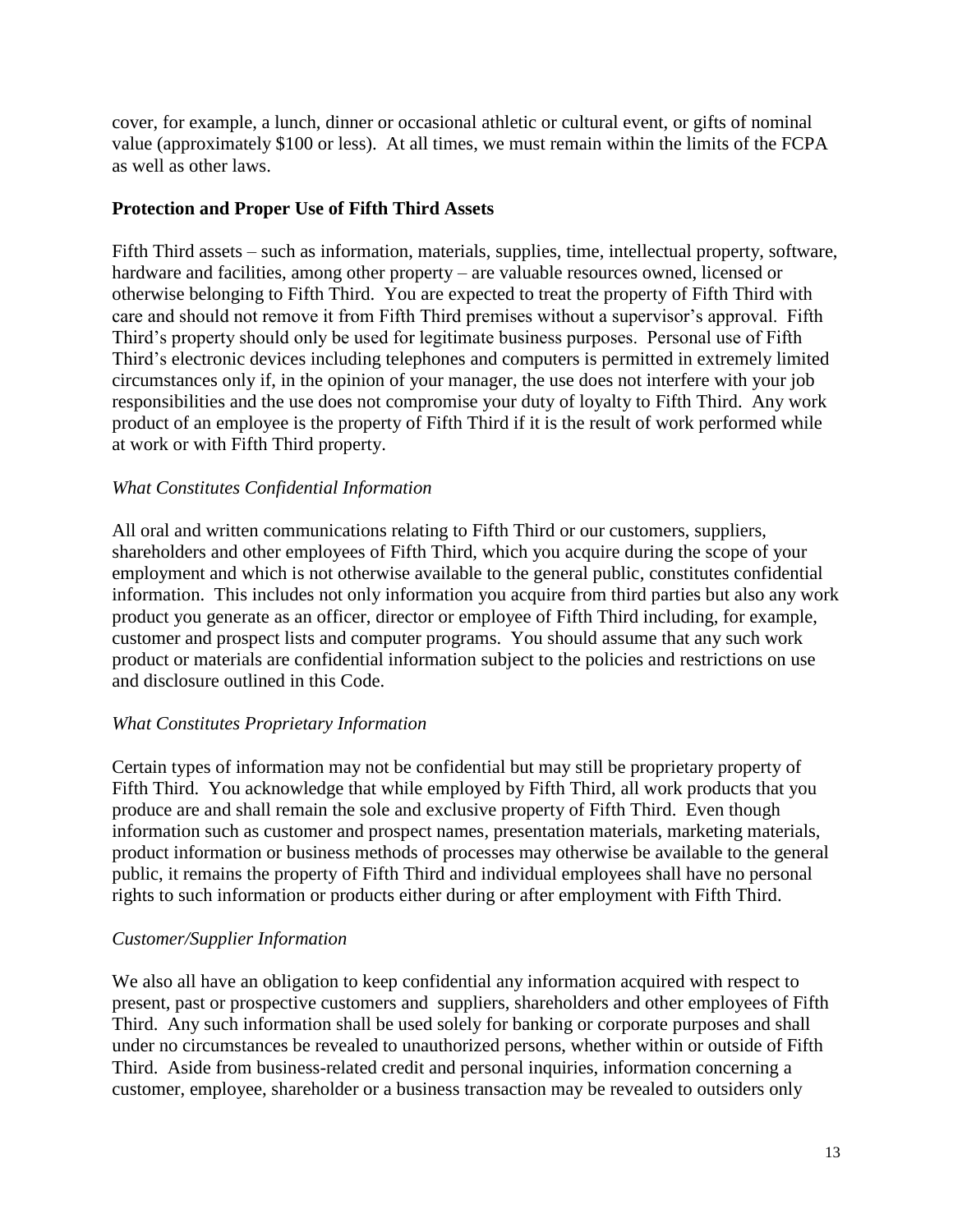cover, for example, a lunch, dinner or occasional athletic or cultural event, or gifts of nominal value (approximately $100 or less). At all times, we must remain within the limits of the FCPA as well as other laws.

**Protection and Proper Use of Fifth Third Assets**

Fifth Third assets – such as information, materials, supplies, time, intellectual property, software, hardware and facilities, among other property – are valuable resources owned, licensed or otherwise belonging to Fifth Third. You are expected to treat the property of Fifth Third with care and should not remove it from Fifth Third premises without a supervisor's approval. Fifth Third's property should only be used for legitimate business purposes. Personal use of Fifth Third's electronic devices including telephones and computers is permitted in extremely limited circumstances only if, in the opinion of your manager, the use does not interfere with your job responsibilities and the use does not compromise your duty of loyalty to Fifth Third. Any work product of an employee is the property of Fifth Third if it is the result of work performed while at work or with Fifth Third property.

*What Constitutes Confidential Information*

All oral and written communications relating to Fifth Third or our customers, suppliers, shareholders and other employees of Fifth Third, which you acquire during the scope of your employment and which is not otherwise available to the general public, constitutes confidential information. This includes not only information you acquire from third parties but also any work product you generate as an officer, director or employee of Fifth Third including, for example, customer and prospect lists and computer programs. You should assume that any such work product or materials are confidential information subject to the policies and restrictions on use and disclosure outlined in this Code.

*What Constitutes Proprietary Information*

Certain types of information may not be confidential but may still be proprietary property of Fifth Third. You acknowledge that while employed by Fifth Third, all work products that you produce are and shall remain the sole and exclusive property of Fifth Third. Even though information such as customer and prospect names, presentation materials, marketing materials, product information or business methods of processes may otherwise be available to the general public, it remains the property of Fifth Third and individual employees shall have no personal rights to such information or products either during or after employment with Fifth Third.

*Customer/Supplier Information*

We also all have an obligation to keep confidential any information acquired with respect to present, past or prospective customers and suppliers, shareholders and other employees of Fifth Third. Any such information shall be used solely for banking or corporate purposes and shall under no circumstances be revealed to unauthorized persons, whether within or outside of Fifth Third. Aside from business-related credit and personal inquiries, information concerning a customer, employee, shareholder or a business transaction may be revealed to outsiders only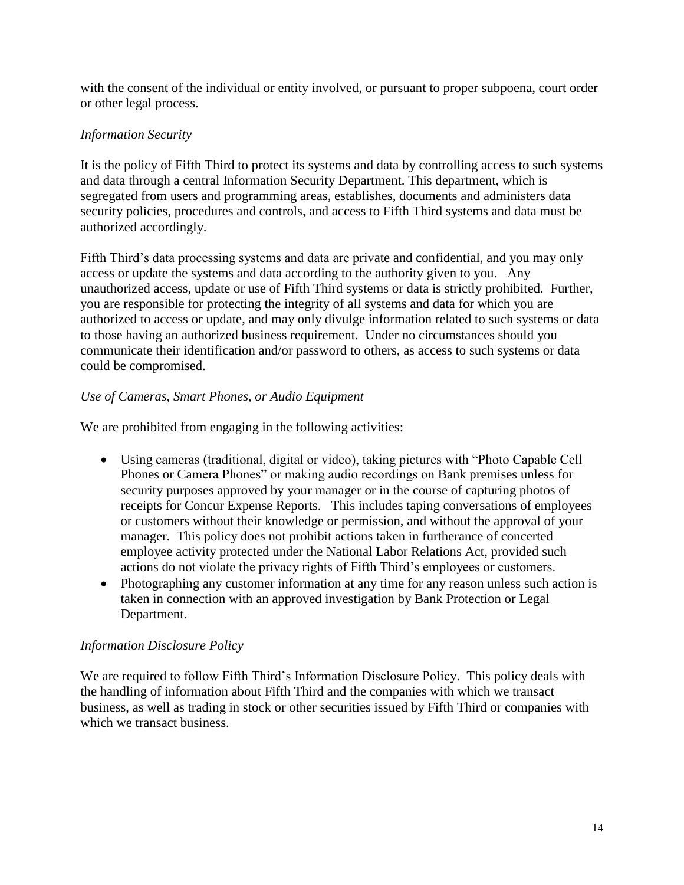with the consent of the individual or entity involved, or pursuant to proper subpoena, court order or other legal process.

*Information Security*

It is the policy of Fifth Third to protect its systems and data by controlling access to such systems and data through a central Information Security Department. This department, which is segregated from users and programming areas, establishes, documents and administers data security policies, procedures and controls, and access to Fifth Third systems and data must be authorized accordingly.

Fifth Third's data processing systems and data are private and confidential, and you may only access or update the systems and data according to the authority given to you. Any unauthorized access, update or use of Fifth Third systems or data is strictly prohibited. Further, you are responsible for protecting the integrity of all systems and data for which you are authorized to access or update, and may only divulge information related to such systems or data to those having an authorized business requirement. Under no circumstances should you communicate their identification and/or password to others, as access to such systems or data could be compromised.

*Use of Cameras, Smart Phones, or Audio Equipment*

We are prohibited from engaging in the following activities:

- Using cameras (traditional, digital or video), taking pictures with "Photo Capable Cell Phones or Camera Phones" or making audio recordings on Bank premises unless for security purposes approved by your manager or in the course of capturing photos of receipts for Concur Expense Reports. This includes taping conversations of employees or customers without their knowledge or permission, and without the approval of your manager. This policy does not prohibit actions taken in furtherance of concerted employee activity protected under the National Labor Relations Act, provided such actions do not violate the privacy rights of Fifth Third's employees or customers.
- Photographing any customer information at any time for any reason unless such action is taken in connection with an approved investigation by Bank Protection or Legal Department.

*Information Disclosure Policy*

We are required to follow Fifth Third's Information Disclosure Policy. This policy deals with the handling of information about Fifth Third and the companies with which we transact business, as well as trading in stock or other securities issued by Fifth Third or companies with which we transact business.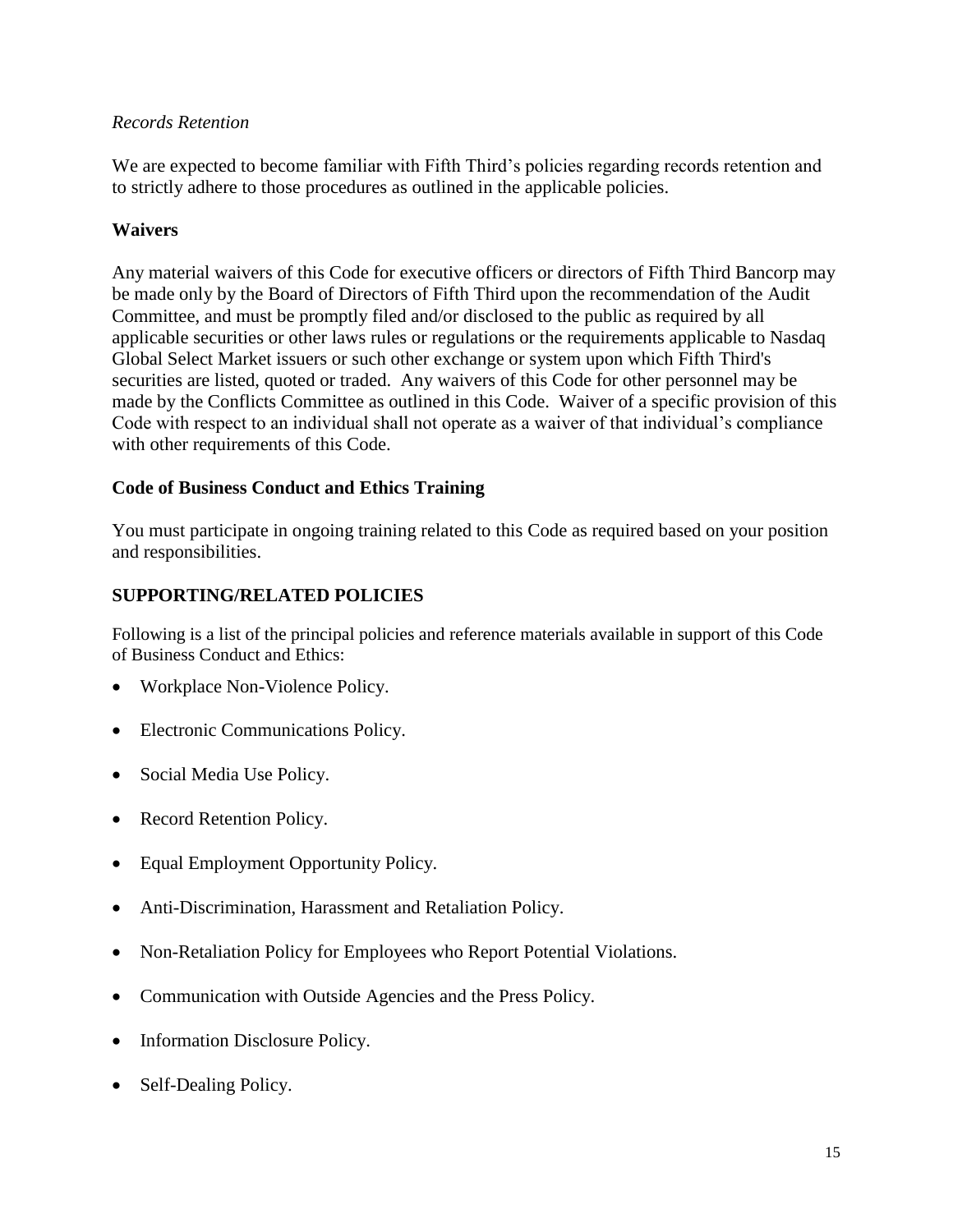*Records Retention*

We are expected to become familiar with Fifth Third's policies regarding records retention and to strictly adhere to those procedures as outlined in the applicable policies.

**Waivers**

Any material waivers of this Code for executive officers or directors of Fifth Third Bancorp may be made only by the Board of Directors of Fifth Third upon the recommendation of the Audit Committee, and must be promptly filed and/or disclosed to the public as required by all applicable securities or other laws rules or regulations or the requirements applicable to Nasdaq Global Select Market issuers or such other exchange or system upon which Fifth Third's securities are listed, quoted or traded. Any waivers of this Code for other personnel may be made by the Conflicts Committee as outlined in this Code. Waiver of a specific provision of this Code with respect to an individual shall not operate as a waiver of that individual's compliance with other requirements of this Code.

**Code of Business Conduct and Ethics Training**

You must participate in ongoing training related to this Code as required based on your position and responsibilities.

**SUPPORTING/RELATED POLICIES**

Following is a list of the principal policies and reference materials available in support of this Code of Business Conduct and Ethics:

- Workplace Non-Violence Policy.
- Electronic Communications Policy.
- Social Media Use Policy.
- Record Retention Policy.
- Equal Employment Opportunity Policy.
- Anti-Discrimination, Harassment and Retaliation Policy.
- Non-Retaliation Policy for Employees who Report Potential Violations.
- Communication with Outside Agencies and the Press Policy.
- Information Disclosure Policy.
- Self-Dealing Policy.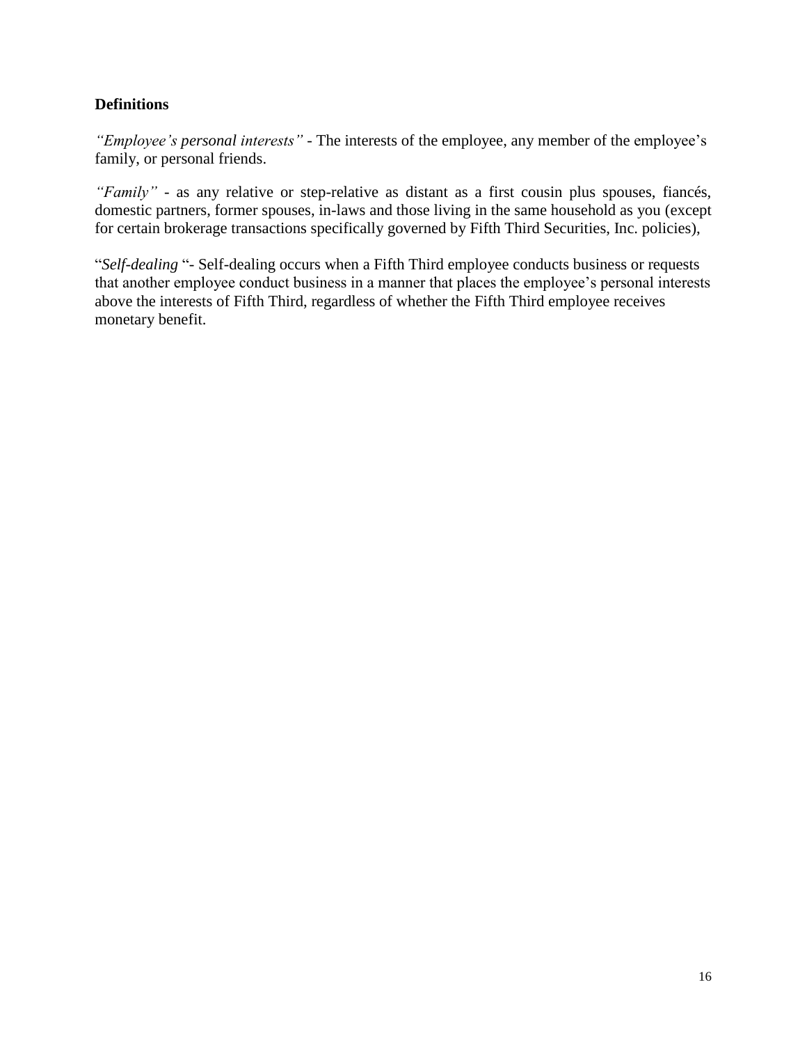**Definitions**

*"Employee's personal interests"* - The interests of the employee, any member of the employee's family, or personal friends.

*"Family"* - as any relative or step-relative as distant as a first cousin plus spouses, fiancés, domestic partners, former spouses, in-laws and those living in the same household as you (except for certain brokerage transactions specifically governed by Fifth Third Securities, Inc. policies),

"*Self-dealing* "- Self-dealing occurs when a Fifth Third employee conducts business or requests that another employee conduct business in a manner that places the employee's personal interests above the interests of Fifth Third, regardless of whether the Fifth Third employee receives monetary benefit.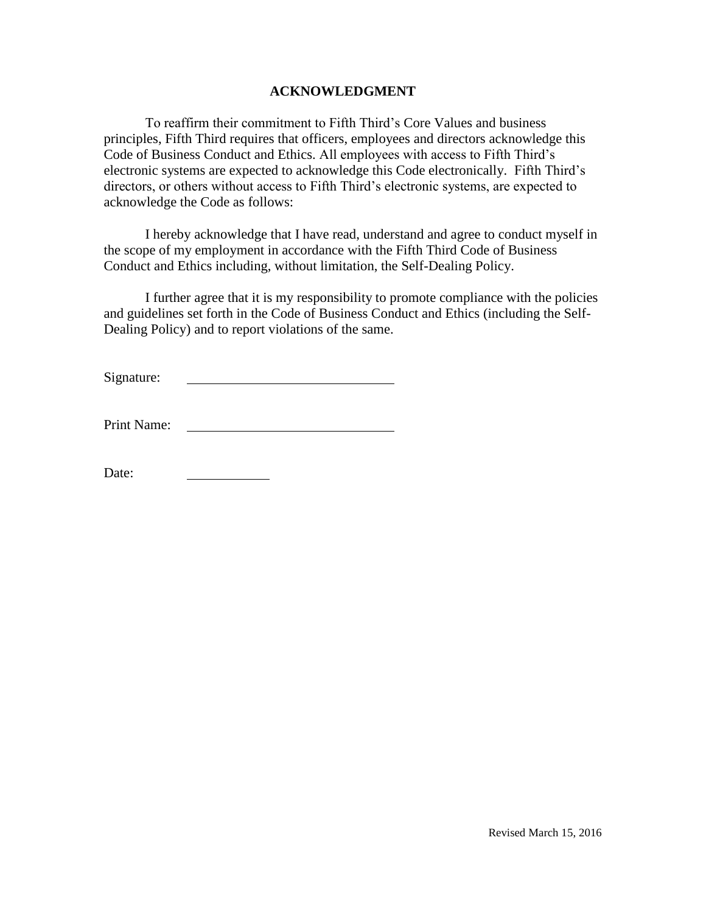# ACKNOWLEDGMENT

To reaffirm their commitment to Fifth Third's Core Values and business principles, Fifth Third requires that officers, employees and directors acknowledge this Code of Business Conduct and Ethics. All employees with access to Fifth Third's electronic systems are expected to acknowledge this Code electronically. Fifth Third's directors, or others without access to Fifth Third's electronic systems, are expected to acknowledge the Code as follows:

I hereby acknowledge that I have read, understand and agree to conduct myself in the scope of my employment in accordance with the Fifth Third Code of Business Conduct and Ethics including, without limitation, the Self-Dealing Policy.

I further agree that it is my responsibility to promote compliance with the policies and guidelines set forth in the Code of Business Conduct and Ethics (including the Self-Dealing Policy) and to report violations of the same.

Signature: ______________________________

Print Name: ______________________________

Date: ____________

Revised March 15, 2016